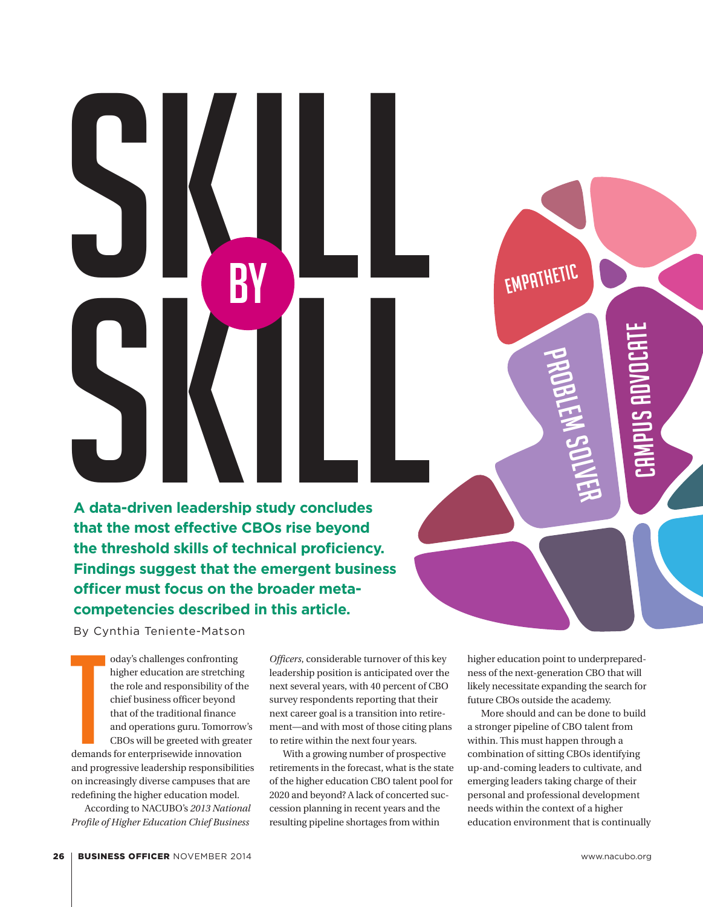# SKILL BY SKILL

**A data-driven leadership study concludes that the most effective CBOs rise beyond the threshold skills of technical proficiency. Findings suggest that the emergent business officer must focus on the broader meta-competencies described in this article.**

By Cynthia Teniente-Matson

EMPATHETIC

PROBLEM SOLVER

CAMPUS ADVOCATE

Today's challenges confronting higher education are stretching the role and responsibility of the chief business officer beyond that of the traditional finance and operations guru. Tomorrow's CBOs will be greeted with greater demands for enterprisewide innovation and progressive leadership responsibilities on increasingly diverse campuses that are redefining the higher education model.

According to NACUBO's *2013 National Profile of Higher Education Chief Business Officers*, considerable turnover of this key leadership position is anticipated over the next several years, with 40 percent of CBO survey respondents reporting that their next career goal is a transition into retirement—and with most of those citing plans to retire within the next four years.

With a growing number of prospective retirements in the forecast, what is the state of the higher education CBO talent pool for 2020 and beyond? A lack of concerted succession planning in recent years and the resulting pipeline shortages from within higher education point to underpreparedness of the next-generation CBO that will likely necessitate expanding the search for future CBOs outside the academy.

More should and can be done to build a stronger pipeline of CBO talent from within. This must happen through a combination of sitting CBOs identifying up-and-coming leaders to cultivate, and emerging leaders taking charge of their personal and professional development needs within the context of a higher education environment that is continually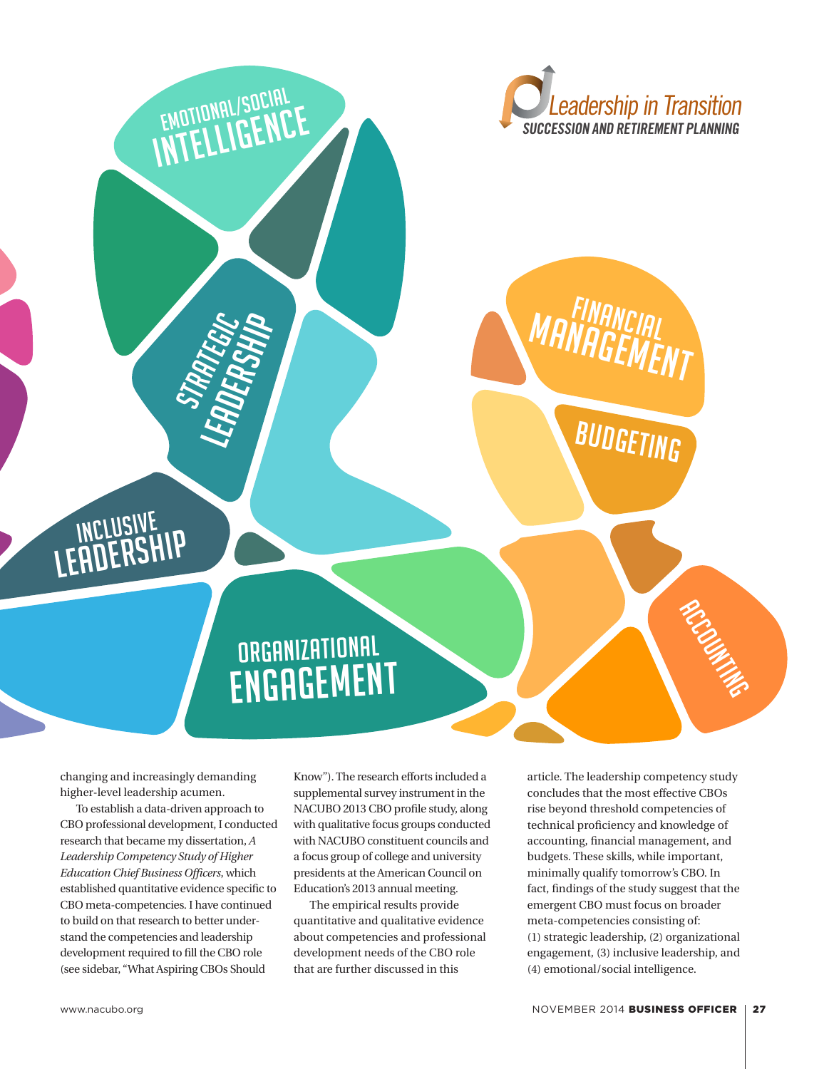changing and increasingly demanding higher-level leadership acumen.

To establish a data-driven approach to CBO professional development, I conducted research that became my dissertation, *A Leadership Competency Study of Higher Education Chief Business Officers*, which established quantitative evidence specific to CBO meta-competencies. I have continued to build on that research to better understand the competencies and leadership development required to fill the CBO role (see sidebar, "What Aspiring CBOs Should Know"). The research efforts included a supplemental survey instrument in the NACUBO 2013 CBO profile study, along with qualitative focus groups conducted with NACUBO constituent councils and a focus group of college and university presidents at the American Council on Education's 2013 annual meeting.

The empirical results provide quantitative and qualitative evidence about competencies and professional development needs of the CBO role that are further discussed in this article. The leadership competency study concludes that the most effective CBOs rise beyond threshold competencies of technical proficiency and knowledge of accounting, financial management, and budgets. These skills, while important, minimally qualify tomorrow's CBO. In fact, findings of the study suggest that the emergent CBO must focus on broader meta-competencies consisting of: (1) strategic leadership, (2) organizational engagement, (3) inclusive leadership, and (4) emotional/social intelligence.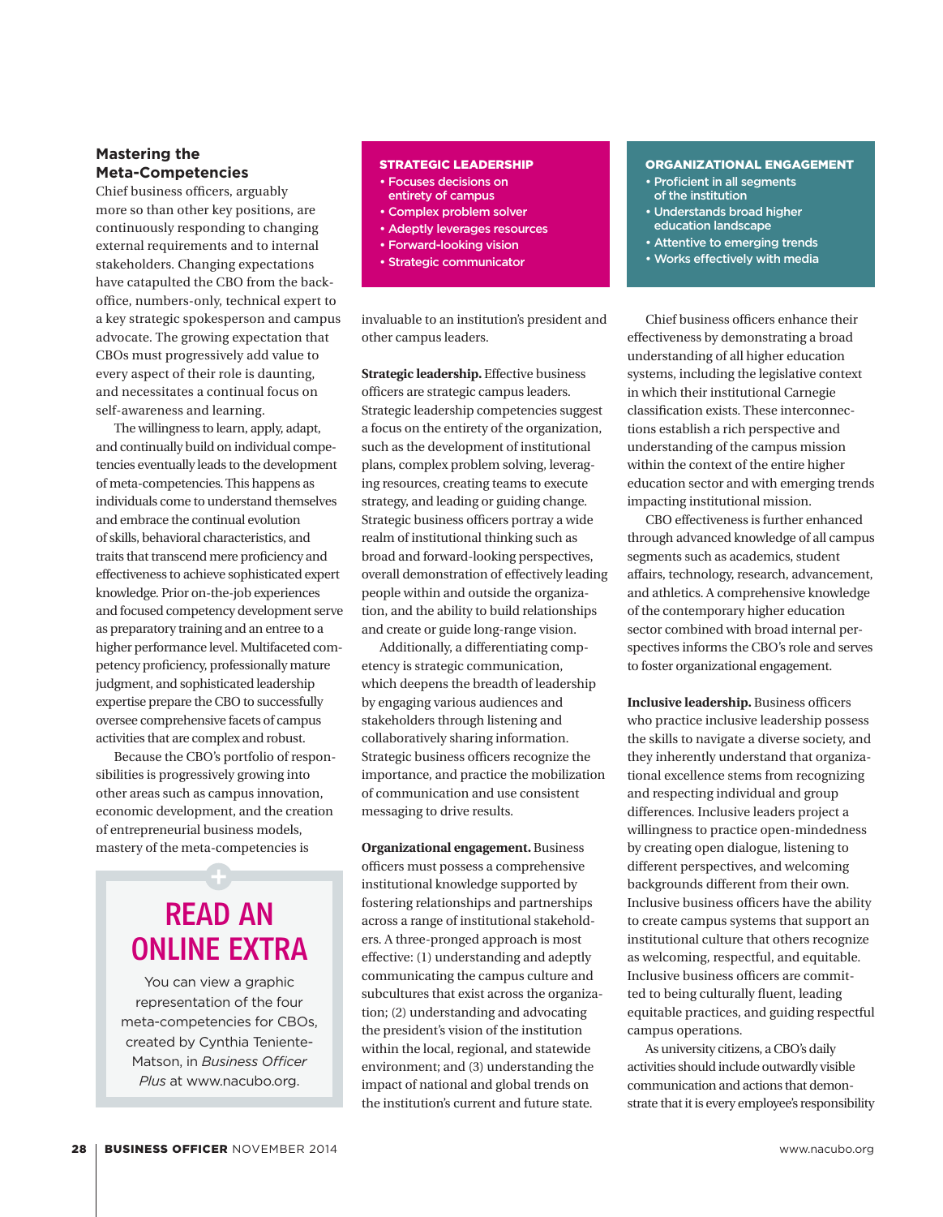## Mastering the Meta-Competencies

Chief business officers, arguably more so than other key positions, are continuously responding to changing external requirements and to internal stakeholders. Changing expectations have catapulted the CBO from the back-office, numbers-only, technical expert to a key strategic spokesperson and campus advocate. The growing expectation that CBOs must progressively add value to every aspect of their role is daunting, and necessitates a continual focus on self-awareness and learning.

The willingness to learn, apply, adapt, and continually build on individual competencies eventually leads to the development of meta-competencies. This happens as individuals come to understand themselves and embrace the continual evolution of skills, behavioral characteristics, and traits that transcend mere proficiency and effectiveness to achieve sophisticated expert knowledge. Prior on-the-job experiences and focused competency development serve as preparatory training and an entree to a higher performance level. Multifaceted competency proficiency, professionally mature judgment, and sophisticated leadership expertise prepare the CBO to successfully oversee comprehensive facets of campus activities that are complex and robust.

Because the CBO's portfolio of responsibilities is progressively growing into other areas such as campus innovation, economic development, and the creation of entrepreneurial business models, mastery of the meta-competencies is invaluable to an institution's president and other campus leaders.

> **READ AN ONLINE EXTRA**
>
> You can view a graphic representation of the four meta-competencies for CBOs, created by Cynthia Teniente-Matson, in *Business Officer Plus* at www.nacubo.org.

**STRATEGIC LEADERSHIP**

- Focuses decisions on entirety of campus
- Complex problem solver
- Adeptly leverages resources
- Forward-looking vision
- Strategic communicator

**ORGANIZATIONAL ENGAGEMENT**

- Proficient in all segments of the institution
- Understands broad higher education landscape
- Attentive to emerging trends
- Works effectively with media

**Strategic leadership.** Effective business officers are strategic campus leaders. Strategic leadership competencies suggest a focus on the entirety of the organization, such as the development of institutional plans, complex problem solving, leveraging resources, creating teams to execute strategy, and leading or guiding change. Strategic business officers portray a wide realm of institutional thinking such as broad and forward-looking perspectives, overall demonstration of effectively leading people within and outside the organization, and the ability to build relationships and create or guide long-range vision.

Additionally, a differentiating competency is strategic communication, which deepens the breadth of leadership by engaging various audiences and stakeholders through listening and collaboratively sharing information. Strategic business officers recognize the importance, and practice the mobilization of communication and use consistent messaging to drive results.

**Organizational engagement.** Business officers must possess a comprehensive institutional knowledge supported by fostering relationships and partnerships across a range of institutional stakeholders. A three-pronged approach is most effective: (1) understanding and adeptly communicating the campus culture and subcultures that exist across the organization; (2) understanding and advocating the president's vision of the institution within the local, regional, and statewide environment; and (3) understanding the impact of national and global trends on the institution's current and future state.

Chief business officers enhance their effectiveness by demonstrating a broad understanding of all higher education systems, including the legislative context in which their institutional Carnegie classification exists. These interconnections establish a rich perspective and understanding of the campus mission within the context of the entire higher education sector and with emerging trends impacting institutional mission.

CBO effectiveness is further enhanced through advanced knowledge of all campus segments such as academics, student affairs, technology, research, advancement, and athletics. A comprehensive knowledge of the contemporary higher education sector combined with broad internal perspectives informs the CBO's role and serves to foster organizational engagement.

**Inclusive leadership.** Business officers who practice inclusive leadership possess the skills to navigate a diverse society, and they inherently understand that organizational excellence stems from recognizing and respecting individual and group differences. Inclusive leaders project a willingness to practice open-mindedness by creating open dialogue, listening to different perspectives, and welcoming backgrounds different from their own. Inclusive business officers have the ability to create campus systems that support an institutional culture that others recognize as welcoming, respectful, and equitable. Inclusive business officers are committed to being culturally fluent, leading equitable practices, and guiding respectful campus operations.

As university citizens, a CBO's daily activities should include outwardly visible communication and actions that demonstrate that it is every employee's responsibility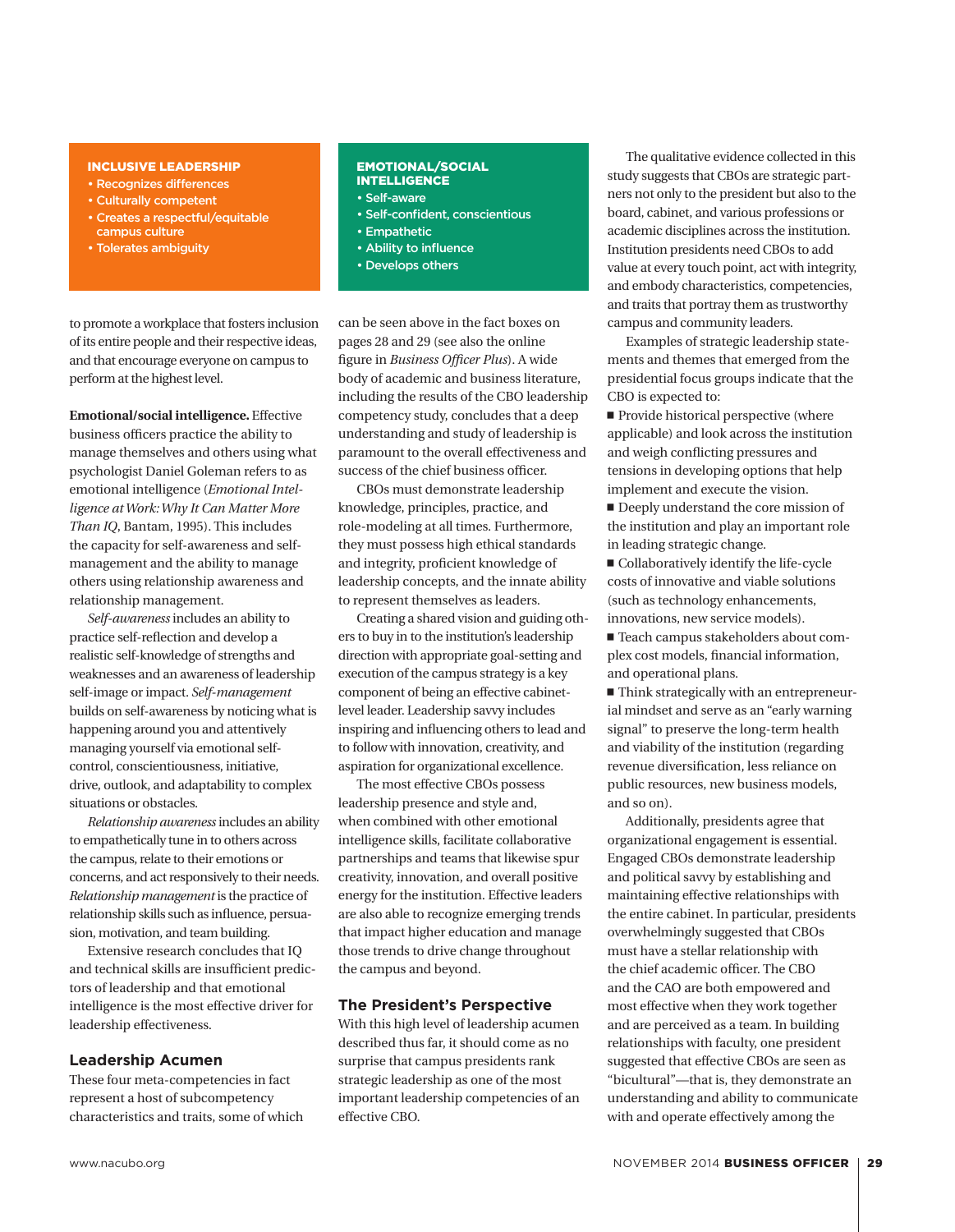**INCLUSIVE LEADERSHIP**

- Recognizes differences
- Culturally competent
- Creates a respectful/equitable campus culture
- Tolerates ambiguity

**EMOTIONAL/SOCIAL INTELLIGENCE**

- Self-aware
- Self-confident, conscientious
- Empathetic
- Ability to influence
- Develops others

to promote a workplace that fosters inclusion of its entire people and their respective ideas, and that encourage everyone on campus to perform at the highest level.

**Emotional/social intelligence.** Effective business officers practice the ability to manage themselves and others using what psychologist Daniel Goleman refers to as emotional intelligence (*Emotional Intelligence at Work: Why It Can Matter More Than IQ*, Bantam, 1995). This includes the capacity for self-awareness and self-management and the ability to manage others using relationship awareness and relationship management.

*Self-awareness* includes an ability to practice self-reflection and develop a realistic self-knowledge of strengths and weaknesses and an awareness of leadership self-image or impact. *Self-management* builds on self-awareness by noticing what is happening around you and attentively managing yourself via emotional self-control, conscientiousness, initiative, drive, outlook, and adaptability to complex situations or obstacles.

*Relationship awareness* includes an ability to empathetically tune in to others across the campus, relate to their emotions or concerns, and act responsively to their needs. *Relationship management* is the practice of relationship skills such as influence, persuasion, motivation, and team building.

Extensive research concludes that IQ and technical skills are insufficient predictors of leadership and that emotional intelligence is the most effective driver for leadership effectiveness.

## Leadership Acumen

These four meta-competencies in fact represent a host of subcompetency characteristics and traits, some of which can be seen above in the fact boxes on pages 28 and 29 (see also the online figure in *Business Officer Plus*). A wide body of academic and business literature, including the results of the CBO leadership competency study, concludes that a deep understanding and study of leadership is paramount to the overall effectiveness and success of the chief business officer.

CBOs must demonstrate leadership knowledge, principles, practice, and role-modeling at all times. Furthermore, they must possess high ethical standards and integrity, proficient knowledge of leadership concepts, and the innate ability to represent themselves as leaders.

Creating a shared vision and guiding others to buy in to the institution's leadership direction with appropriate goal-setting and execution of the campus strategy is a key component of being an effective cabinet-level leader. Leadership savvy includes inspiring and influencing others to lead and to follow with innovation, creativity, and aspiration for organizational excellence.

The most effective CBOs possess leadership presence and style and, when combined with other emotional intelligence skills, facilitate collaborative partnerships and teams that likewise spur creativity, innovation, and overall positive energy for the institution. Effective leaders are also able to recognize emerging trends that impact higher education and manage those trends to drive change throughout the campus and beyond.

## The President's Perspective

With this high level of leadership acumen described thus far, it should come as no surprise that campus presidents rank strategic leadership as one of the most important leadership competencies of an effective CBO.

The qualitative evidence collected in this study suggests that CBOs are strategic partners not only to the president but also to the board, cabinet, and various professions or academic disciplines across the institution. Institution presidents need CBOs to add value at every touch point, act with integrity, and embody characteristics, competencies, and traits that portray them as trustworthy campus and community leaders.

Examples of strategic leadership statements and themes that emerged from the presidential focus groups indicate that the CBO is expected to:

- Provide historical perspective (where applicable) and look across the institution and weigh conflicting pressures and tensions in developing options that help implement and execute the vision.
- Deeply understand the core mission of the institution and play an important role in leading strategic change.
- Collaboratively identify the life-cycle costs of innovative and viable solutions (such as technology enhancements, innovations, new service models).
- Teach campus stakeholders about complex cost models, financial information, and operational plans.
- Think strategically with an entrepreneurial mindset and serve as an "early warning signal" to preserve the long-term health and viability of the institution (regarding revenue diversification, less reliance on public resources, new business models, and so on).

Additionally, presidents agree that organizational engagement is essential. Engaged CBOs demonstrate leadership and political savvy by establishing and maintaining effective relationships with the entire cabinet. In particular, presidents overwhelmingly suggested that CBOs must have a stellar relationship with the chief academic officer. The CBO and the CAO are both empowered and most effective when they work together and are perceived as a team. In building relationships with faculty, one president suggested that effective CBOs are seen as "bicultural"—that is, they demonstrate an understanding and ability to communicate with and operate effectively among the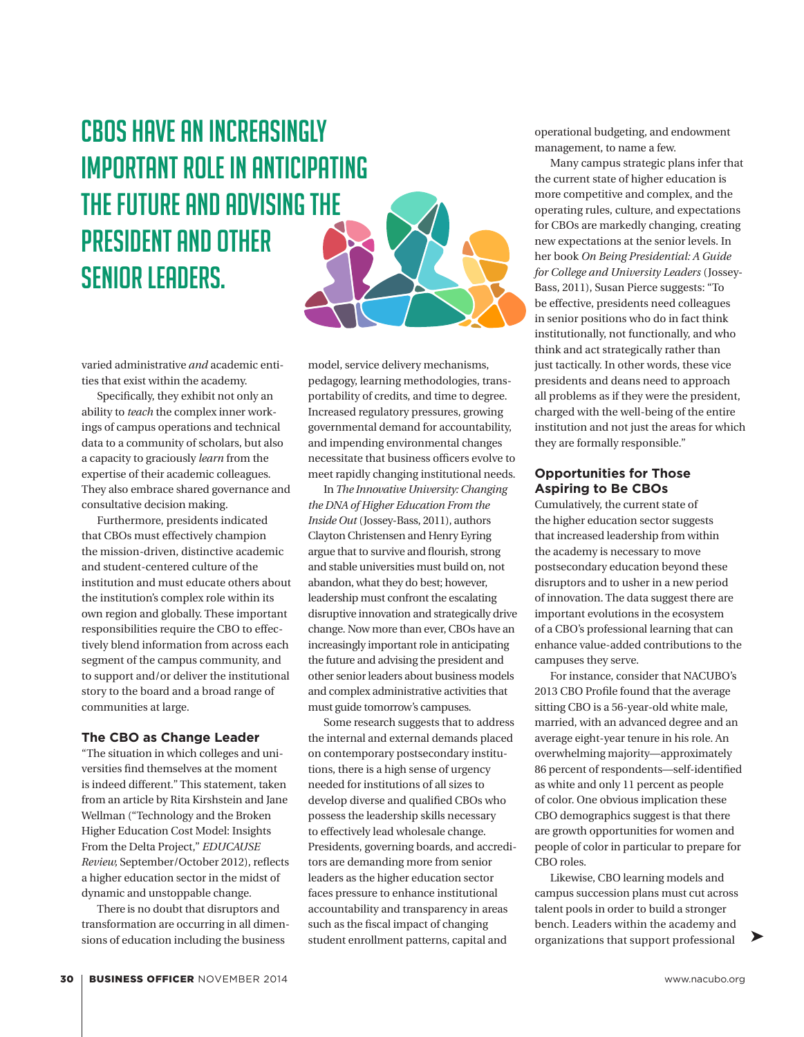# CBOS HAVE AN INCREASINGLY IMPORTANT ROLE IN ANTICIPATING THE FUTURE AND ADVISING THE PRESIDENT AND OTHER SENIOR LEADERS.

varied administrative *and* academic entities that exist within the academy.

Specifically, they exhibit not only an ability to *teach* the complex inner workings of campus operations and technical data to a community of scholars, but also a capacity to graciously *learn* from the expertise of their academic colleagues. They also embrace shared governance and consultative decision making.

Furthermore, presidents indicated that CBOs must effectively champion the mission-driven, distinctive academic and student-centered culture of the institution and must educate others about the institution's complex role within its own region and globally. These important responsibilities require the CBO to effectively blend information from across each segment of the campus community, and to support and/or deliver the institutional story to the board and a broad range of communities at large.

### The CBO as Change Leader

"The situation in which colleges and universities find themselves at the moment is indeed different." This statement, taken from an article by Rita Kirshstein and Jane Wellman ("Technology and the Broken Higher Education Cost Model: Insights From the Delta Project," *EDUCAUSE Review,* September/October 2012), reflects a higher education sector in the midst of dynamic and unstoppable change.

There is no doubt that disruptors and transformation are occurring in all dimensions of education including the business model, service delivery mechanisms, pedagogy, learning methodologies, transportability of credits, and time to degree. Increased regulatory pressures, growing governmental demand for accountability, and impending environmental changes necessitate that business officers evolve to meet rapidly changing institutional needs.

In *The Innovative University: Changing the DNA of Higher Education From the Inside Out* (Jossey-Bass, 2011), authors Clayton Christensen and Henry Eyring argue that to survive and flourish, strong and stable universities must build on, not abandon, what they do best; however, leadership must confront the escalating disruptive innovation and strategically drive change. Now more than ever, CBOs have an increasingly important role in anticipating the future and advising the president and other senior leaders about business models and complex administrative activities that must guide tomorrow's campuses.

Some research suggests that to address the internal and external demands placed on contemporary postsecondary institutions, there is a high sense of urgency needed for institutions of all sizes to develop diverse and qualified CBOs who possess the leadership skills necessary to effectively lead wholesale change. Presidents, governing boards, and accreditors are demanding more from senior leaders as the higher education sector faces pressure to enhance institutional accountability and transparency in areas such as the fiscal impact of changing student enrollment patterns, capital and operational budgeting, and endowment management, to name a few.

Many campus strategic plans infer that the current state of higher education is more competitive and complex, and the operating rules, culture, and expectations for CBOs are markedly changing, creating new expectations at the senior levels. In her book *On Being Presidential: A Guide for College and University Leaders* (Jossey-Bass, 2011), Susan Pierce suggests: "To be effective, presidents need colleagues in senior positions who do in fact think institutionally, not functionally, and who think and act strategically rather than just tactically. In other words, these vice presidents and deans need to approach all problems as if they were the president, charged with the well-being of the entire institution and not just the areas for which they are formally responsible."

### Opportunities for Those Aspiring to Be CBOs

Cumulatively, the current state of the higher education sector suggests that increased leadership from within the academy is necessary to move postsecondary education beyond these disruptors and to usher in a new period of innovation. The data suggest there are important evolutions in the ecosystem of a CBO's professional learning that can enhance value-added contributions to the campuses they serve.

For instance, consider that NACUBO's 2013 CBO Profile found that the average sitting CBO is a 56-year-old white male, married, with an advanced degree and an average eight-year tenure in his role. An overwhelming majority—approximately 86 percent of respondents—self-identified as white and only 11 percent as people of color. One obvious implication these CBO demographics suggest is that there are growth opportunities for women and people of color in particular to prepare for CBO roles.

Likewise, CBO learning models and campus succession plans must cut across talent pools in order to build a stronger bench. Leaders within the academy and organizations that support professional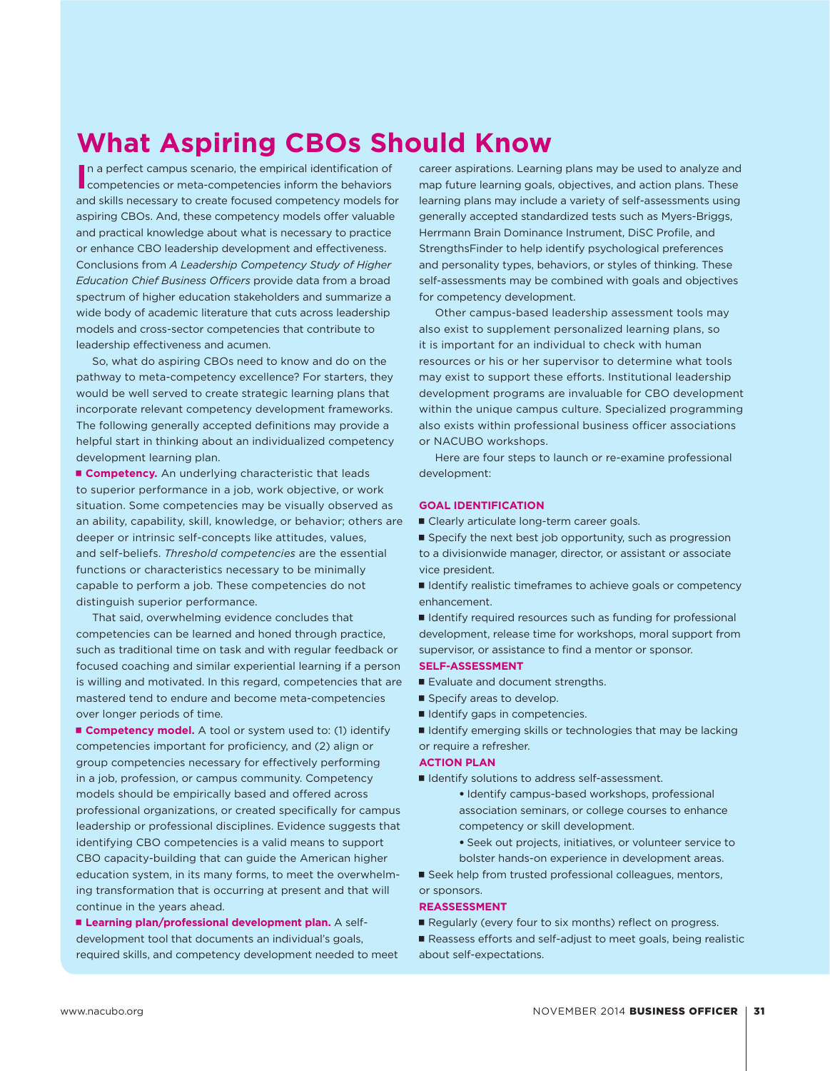# What Aspiring CBOs Should Know

In a perfect campus scenario, the empirical identification of competencies or meta-competencies inform the behaviors and skills necessary to create focused competency models for aspiring CBOs. And, these competency models offer valuable and practical knowledge about what is necessary to practice or enhance CBO leadership development and effectiveness. Conclusions from *A Leadership Competency Study of Higher Education Chief Business Officers* provide data from a broad spectrum of higher education stakeholders and summarize a wide body of academic literature that cuts across leadership models and cross-sector competencies that contribute to leadership effectiveness and acumen.

So, what do aspiring CBOs need to know and do on the pathway to meta-competency excellence? For starters, they would be well served to create strategic learning plans that incorporate relevant competency development frameworks. The following generally accepted definitions may provide a helpful start in thinking about an individualized competency development learning plan.

■ **Competency.** An underlying characteristic that leads to superior performance in a job, work objective, or work situation. Some competencies may be visually observed as an ability, capability, skill, knowledge, or behavior; others are deeper or intrinsic self-concepts like attitudes, values, and self-beliefs. *Threshold competencies* are the essential functions or characteristics necessary to be minimally capable to perform a job. These competencies do not distinguish superior performance.

That said, overwhelming evidence concludes that competencies can be learned and honed through practice, such as traditional time on task and with regular feedback or focused coaching and similar experiential learning if a person is willing and motivated. In this regard, competencies that are mastered tend to endure and become meta-competencies over longer periods of time.

■ **Competency model.** A tool or system used to: (1) identify competencies important for proficiency, and (2) align or group competencies necessary for effectively performing in a job, profession, or campus community. Competency models should be empirically based and offered across professional organizations, or created specifically for campus leadership or professional disciplines. Evidence suggests that identifying CBO competencies is a valid means to support CBO capacity-building that can guide the American higher education system, in its many forms, to meet the overwhelming transformation that is occurring at present and that will continue in the years ahead.

■ **Learning plan/professional development plan.** A self-development tool that documents an individual's goals, required skills, and competency development needed to meet career aspirations. Learning plans may be used to analyze and map future learning goals, objectives, and action plans. These learning plans may include a variety of self-assessments using generally accepted standardized tests such as Myers-Briggs, Herrmann Brain Dominance Instrument, DiSC Profile, and StrengthsFinder to help identify psychological preferences and personality types, behaviors, or styles of thinking. These self-assessments may be combined with goals and objectives for competency development.

Other campus-based leadership assessment tools may also exist to supplement personalized learning plans, so it is important for an individual to check with human resources or his or her supervisor to determine what tools may exist to support these efforts. Institutional leadership development programs are invaluable for CBO development within the unique campus culture. Specialized programming also exists within professional business officer associations or NACUBO workshops.

Here are four steps to launch or re-examine professional development:

### GOAL IDENTIFICATION

- Clearly articulate long-term career goals.
- Specify the next best job opportunity, such as progression to a divisionwide manager, director, or assistant or associate vice president.
- Identify realistic timeframes to achieve goals or competency enhancement.
- Identify required resources such as funding for professional development, release time for workshops, moral support from supervisor, or assistance to find a mentor or sponsor.

### SELF-ASSESSMENT

- Evaluate and document strengths.
- Specify areas to develop.
- Identify gaps in competencies.
- Identify emerging skills or technologies that may be lacking or require a refresher.

### ACTION PLAN

- Identify solutions to address self-assessment.
  - Identify campus-based workshops, professional association seminars, or college courses to enhance competency or skill development.
  - Seek out projects, initiatives, or volunteer service to bolster hands-on experience in development areas.
- Seek help from trusted professional colleagues, mentors, or sponsors.

### REASSESSMENT

- Regularly (every four to six months) reflect on progress.
- Reassess efforts and self-adjust to meet goals, being realistic about self-expectations.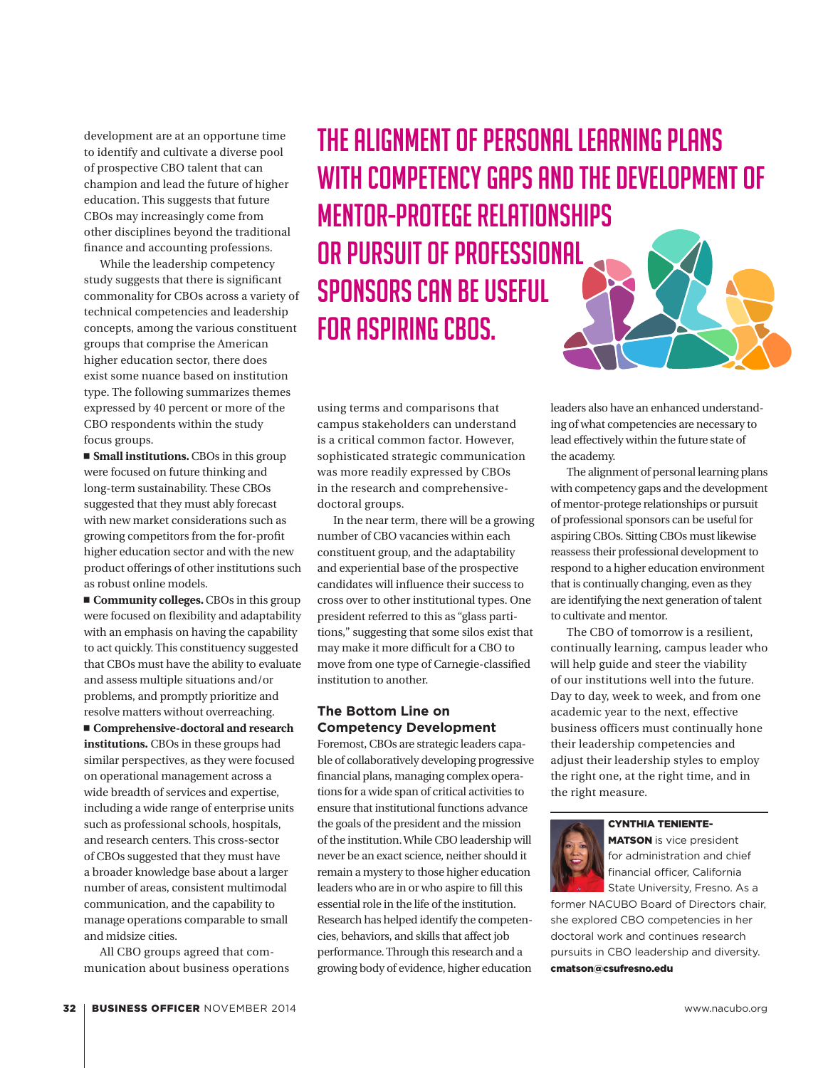development are at an opportune time to identify and cultivate a diverse pool of prospective CBO talent that can champion and lead the future of higher education. This suggests that future CBOs may increasingly come from other disciplines beyond the traditional finance and accounting professions.

While the leadership competency study suggests that there is significant commonality for CBOs across a variety of technical competencies and leadership concepts, among the various constituent groups that comprise the American higher education sector, there does exist some nuance based on institution type. The following summarizes themes expressed by 40 percent or more of the CBO respondents within the study focus groups.

■ **Small institutions.** CBOs in this group were focused on future thinking and long-term sustainability. These CBOs suggested that they must ably forecast with new market considerations such as growing competitors from the for-profit higher education sector and with the new product offerings of other institutions such as robust online models.

■ **Community colleges.** CBOs in this group were focused on flexibility and adaptability with an emphasis on having the capability to act quickly. This constituency suggested that CBOs must have the ability to evaluate and assess multiple situations and/or problems, and promptly prioritize and resolve matters without overreaching.

■ **Comprehensive-doctoral and research institutions.** CBOs in these groups had similar perspectives, as they were focused on operational management across a wide breadth of services and expertise, including a wide range of enterprise units such as professional schools, hospitals, and research centers. This cross-sector of CBOs suggested that they must have a broader knowledge base about a larger number of areas, consistent multimodal communication, and the capability to manage operations comparable to small and midsize cities.

All CBO groups agreed that communication about business operations using terms and comparisons that campus stakeholders can understand is a critical common factor. However, sophisticated strategic communication was more readily expressed by CBOs in the research and comprehensive-doctoral groups.

In the near term, there will be a growing number of CBO vacancies within each constituent group, and the adaptability and experiential base of the prospective candidates will influence their success to cross over to other institutional types. One president referred to this as "glass partitions," suggesting that some silos exist that may make it more difficult for a CBO to move from one type of Carnegie-classified institution to another.

# THE ALIGNMENT OF PERSONAL LEARNING PLANS WITH COMPETENCY GAPS AND THE DEVELOPMENT OF MENTOR-PROTEGE RELATIONSHIPS OR PURSUIT OF PROFESSIONAL SPONSORS CAN BE USEFUL FOR ASPIRING CBOS.

### The Bottom Line on Competency Development

Foremost, CBOs are strategic leaders capable of collaboratively developing progressive financial plans, managing complex operations for a wide span of critical activities to ensure that institutional functions advance the goals of the president and the mission of the institution. While CBO leadership will never be an exact science, neither should it remain a mystery to those higher education leaders who are in or who aspire to fill this essential role in the life of the institution. Research has helped identify the competencies, behaviors, and skills that affect job performance. Through this research and a growing body of evidence, higher education leaders also have an enhanced understanding of what competencies are necessary to lead effectively within the future state of the academy.

The alignment of personal learning plans with competency gaps and the development of mentor-protege relationships or pursuit of professional sponsors can be useful for aspiring CBOs. Sitting CBOs must likewise reassess their professional development to respond to a higher education environment that is continually changing, even as they are identifying the next generation of talent to cultivate and mentor.

The CBO of tomorrow is a resilient, continually learning, campus leader who will help guide and steer the viability of our institutions well into the future. Day to day, week to week, and from one academic year to the next, effective business officers must continually hone their leadership competencies and adjust their leadership styles to employ the right one, at the right time, and in the right measure.

**CYNTHIA TENIENTE-MATSON** is vice president for administration and chief financial officer, California State University, Fresno. As a former NACUBO Board of Directors chair, she explored CBO competencies in her doctoral work and continues research pursuits in CBO leadership and diversity. **cmatson@csufresno.edu**